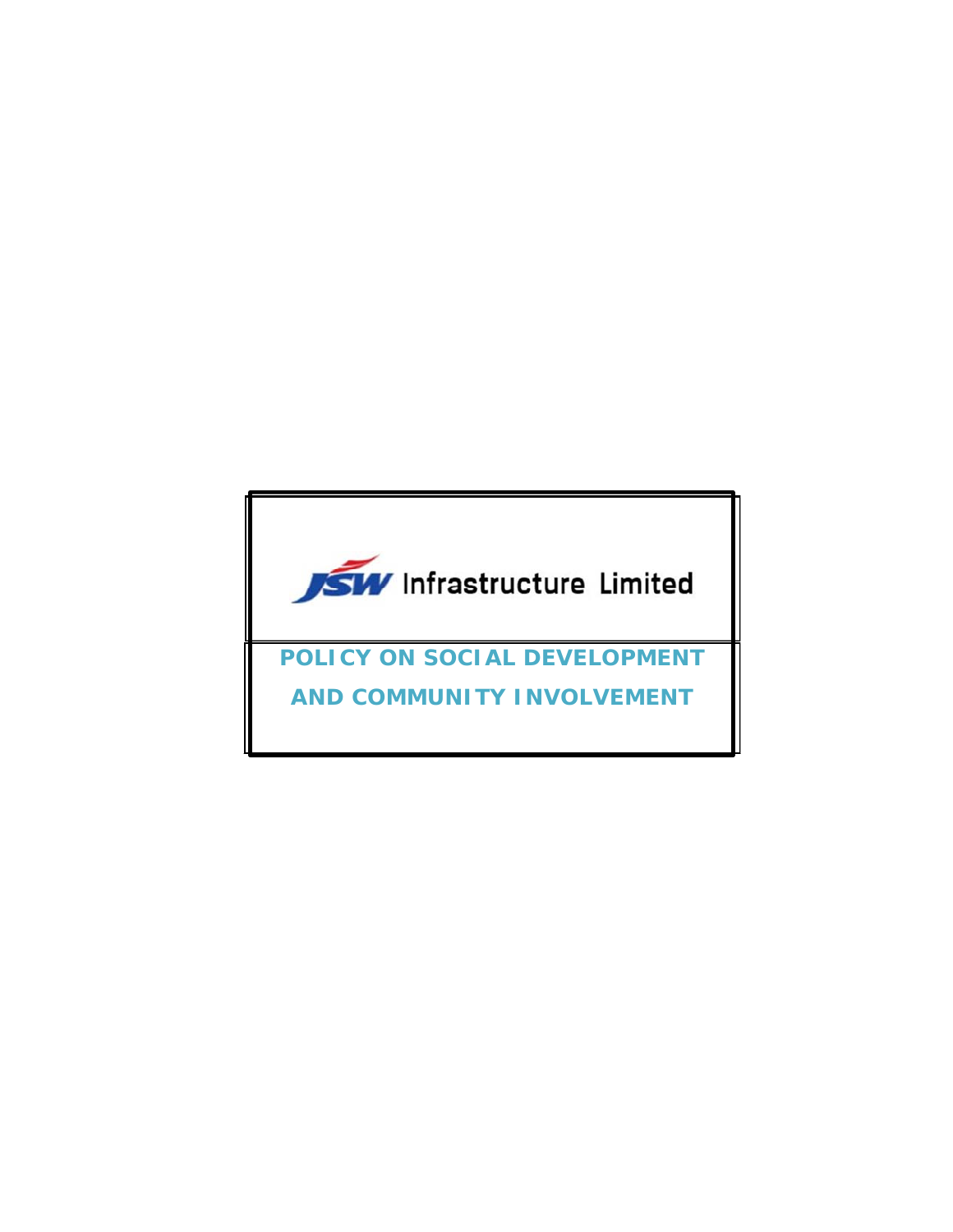JSW Infrastructure Limited

# POLICY ON SOCIAL DEVELOPMENT AND COMMUNITY INVOLVEMENT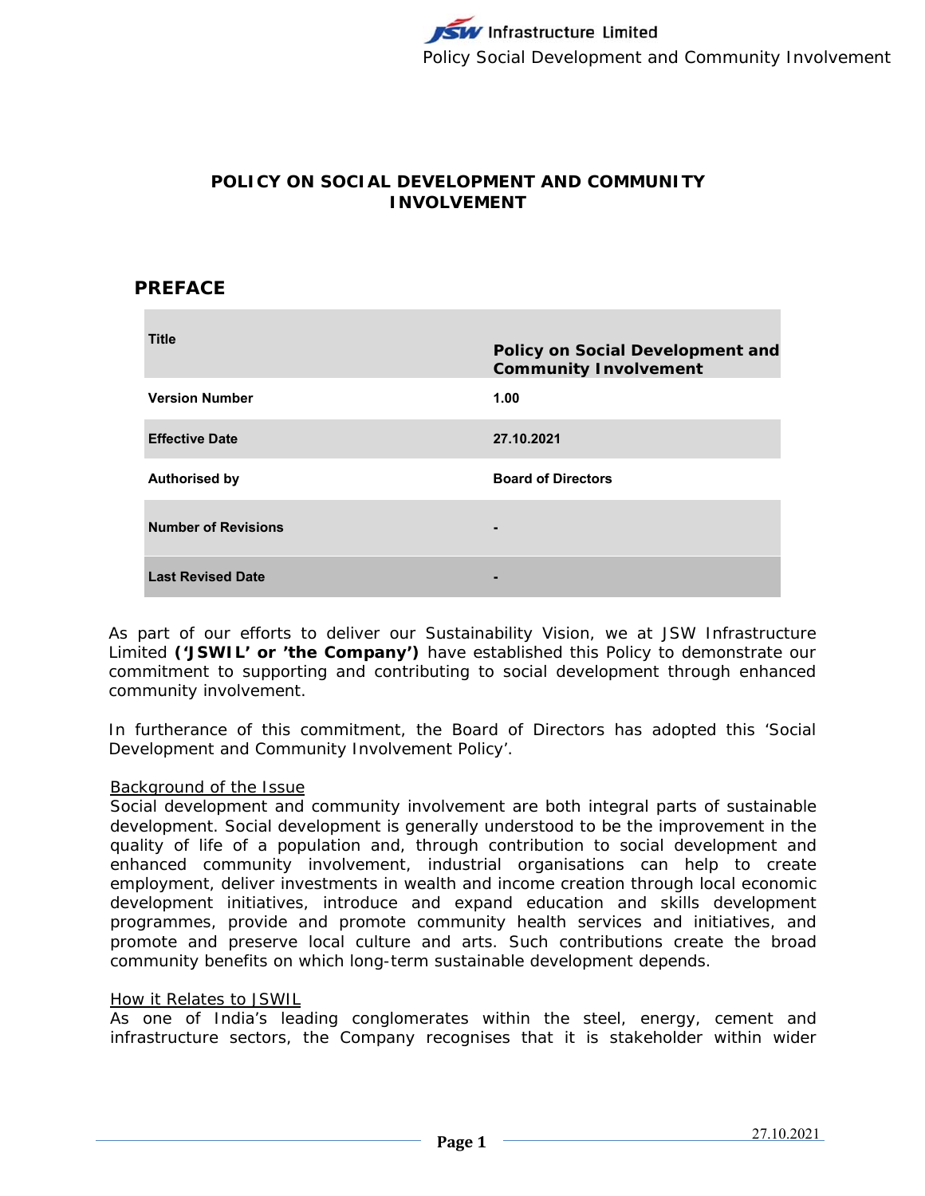# POLICY ON SOCIAL DEVELOPMENT AND COMMUNITY INVOLVEMENT

## PREFACE

| Title | Policy on Social Development and Community Involvement |
|---|---|
| Version Number | 1.00 |
| Effective Date | 27.10.2021 |
| Authorised by | Board of Directors |
| Number of Revisions | - |
| Last Revised Date | - |

As part of our efforts to deliver our Sustainability Vision, we at JSW Infrastructure Limited **('JSWIL' or 'the Company')** have established this Policy to demonstrate our commitment to supporting and contributing to social development through enhanced community involvement.

In furtherance of this commitment, the Board of Directors has adopted this 'Social Development and Community Involvement Policy'.

Background of the Issue

Social development and community involvement are both integral parts of sustainable development. Social development is generally understood to be the improvement in the quality of life of a population and, through contribution to social development and enhanced community involvement, industrial organisations can help to create employment, deliver investments in wealth and income creation through local economic development initiatives, introduce and expand education and skills development programmes, provide and promote community health services and initiatives, and promote and preserve local culture and arts. Such contributions create the broad community benefits on which long-term sustainable development depends.

How it Relates to JSWIL

As one of India's leading conglomerates within the steel, energy, cement and infrastructure sectors, the Company recognises that it is stakeholder within wider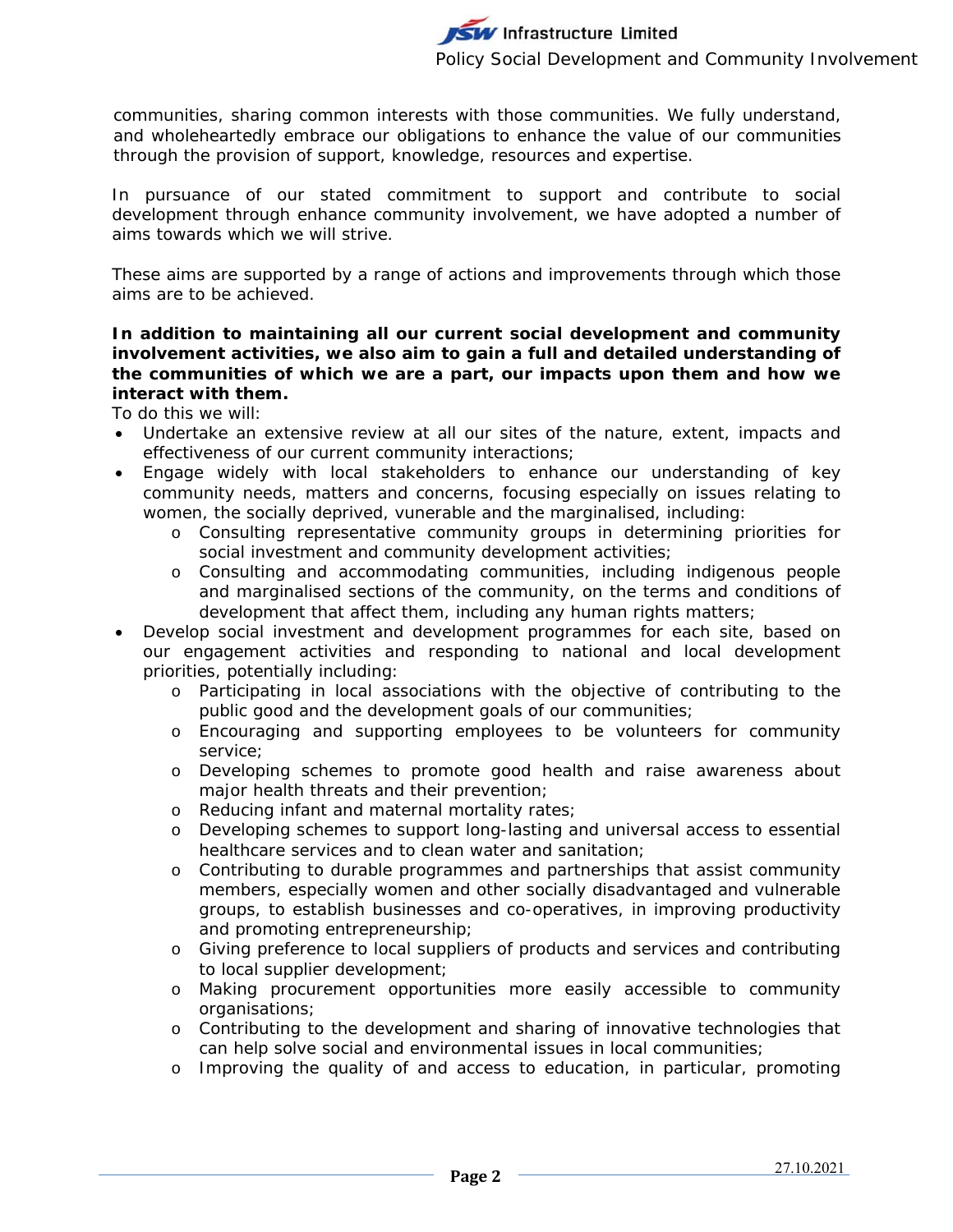communities, sharing common interests with those communities. We fully understand, and wholeheartedly embrace our obligations to enhance the value of our communities through the provision of support, knowledge, resources and expertise.

In pursuance of our stated commitment to support and contribute to social development through enhance community involvement, we have adopted a number of aims towards which we will strive.

These aims are supported by a range of actions and improvements through which those aims are to be achieved.

**In addition to maintaining all our current social development and community involvement activities, we also aim to gain a full and detailed understanding of the communities of which we are a part, our impacts upon them and how we interact with them.**

To do this we will:

- Undertake an extensive review at all our sites of the nature, extent, impacts and effectiveness of our current community interactions;
- Engage widely with local stakeholders to enhance our understanding of key community needs, matters and concerns, focusing especially on issues relating to women, the socially deprived, vunerable and the marginalised, including:
    - Consulting representative community groups in determining priorities for social investment and community development activities;
    - Consulting and accommodating communities, including indigenous people and marginalised sections of the community, on the terms and conditions of development that affect them, including any human rights matters;
- Develop social investment and development programmes for each site, based on our engagement activities and responding to national and local development priorities, potentially including:
    - Participating in local associations with the objective of contributing to the public good and the development goals of our communities;
    - Encouraging and supporting employees to be volunteers for community service;
    - Developing schemes to promote good health and raise awareness about major health threats and their prevention;
    - Reducing infant and maternal mortality rates;
    - Developing schemes to support long-lasting and universal access to essential healthcare services and to clean water and sanitation;
    - Contributing to durable programmes and partnerships that assist community members, especially women and other socially disadvantaged and vulnerable groups, to establish businesses and co-operatives, in improving productivity and promoting entrepreneurship;
    - Giving preference to local suppliers of products and services and contributing to local supplier development;
    - Making procurement opportunities more easily accessible to community organisations;
    - Contributing to the development and sharing of innovative technologies that can help solve social and environmental issues in local communities;
    - Improving the quality of and access to education, in particular, promoting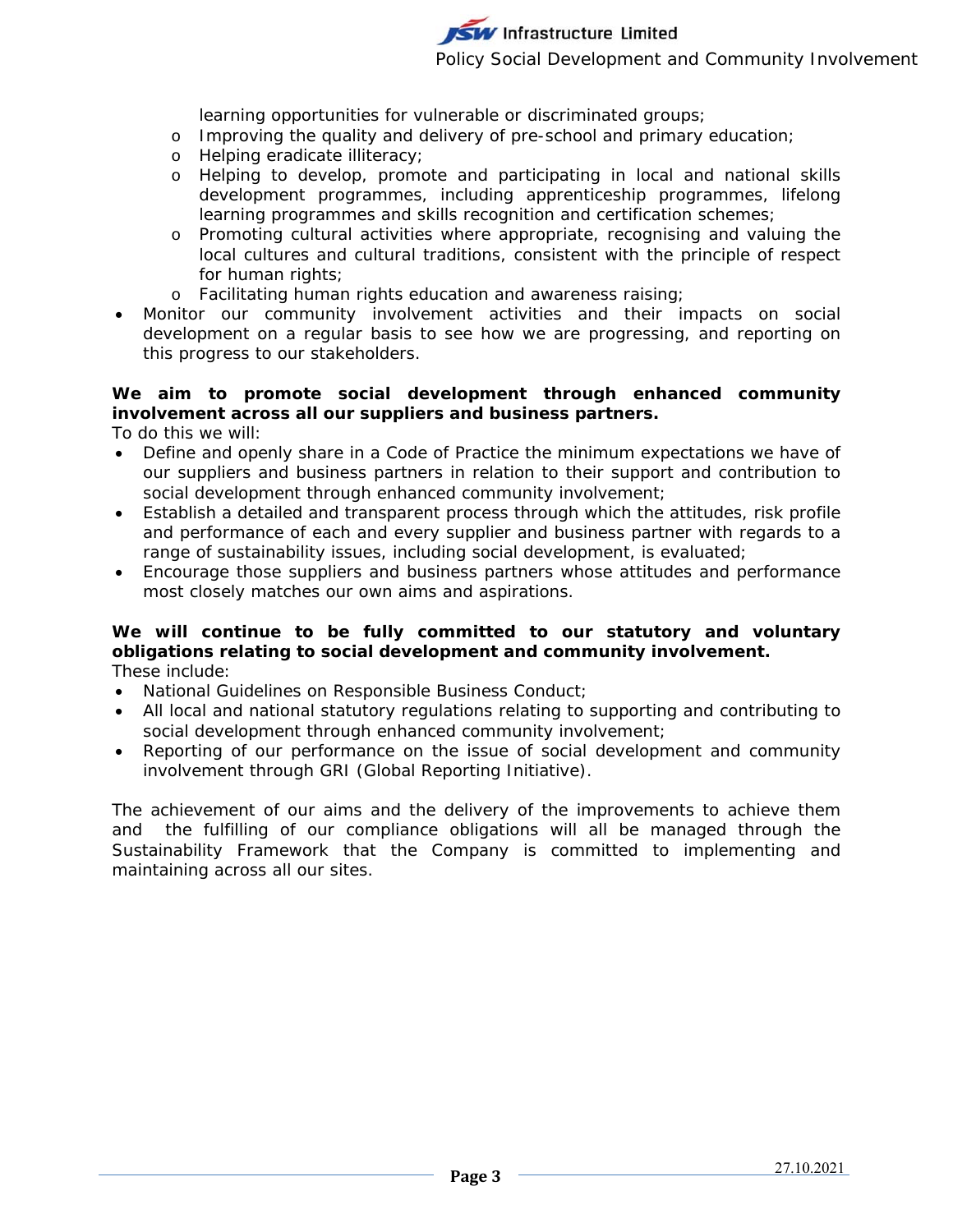learning opportunities for vulnerable or discriminated groups;
    - Improving the quality and delivery of pre-school and primary education;
    - Helping eradicate illiteracy;
    - Helping to develop, promote and participating in local and national skills development programmes, including apprenticeship programmes, lifelong learning programmes and skills recognition and certification schemes;
    - Promoting cultural activities where appropriate, recognising and valuing the local cultures and cultural traditions, consistent with the principle of respect for human rights;
    - Facilitating human rights education and awareness raising;
- Monitor our community involvement activities and their impacts on social development on a regular basis to see how we are progressing, and reporting on this progress to our stakeholders.

**We aim to promote social development through enhanced community involvement across all our suppliers and business partners.**

To do this we will:

- Define and openly share in a Code of Practice the minimum expectations we have of our suppliers and business partners in relation to their support and contribution to social development through enhanced community involvement;
- Establish a detailed and transparent process through which the attitudes, risk profile and performance of each and every supplier and business partner with regards to a range of sustainability issues, including social development, is evaluated;
- Encourage those suppliers and business partners whose attitudes and performance most closely matches our own aims and aspirations.

**We will continue to be fully committed to our statutory and voluntary obligations relating to social development and community involvement.**

These include:

- National Guidelines on Responsible Business Conduct;
- All local and national statutory regulations relating to supporting and contributing to social development through enhanced community involvement;
- Reporting of our performance on the issue of social development and community involvement through GRI (Global Reporting Initiative).

The achievement of our aims and the delivery of the improvements to achieve them and the fulfilling of our compliance obligations will all be managed through the Sustainability Framework that the Company is committed to implementing and maintaining across all our sites.

27.10.2021